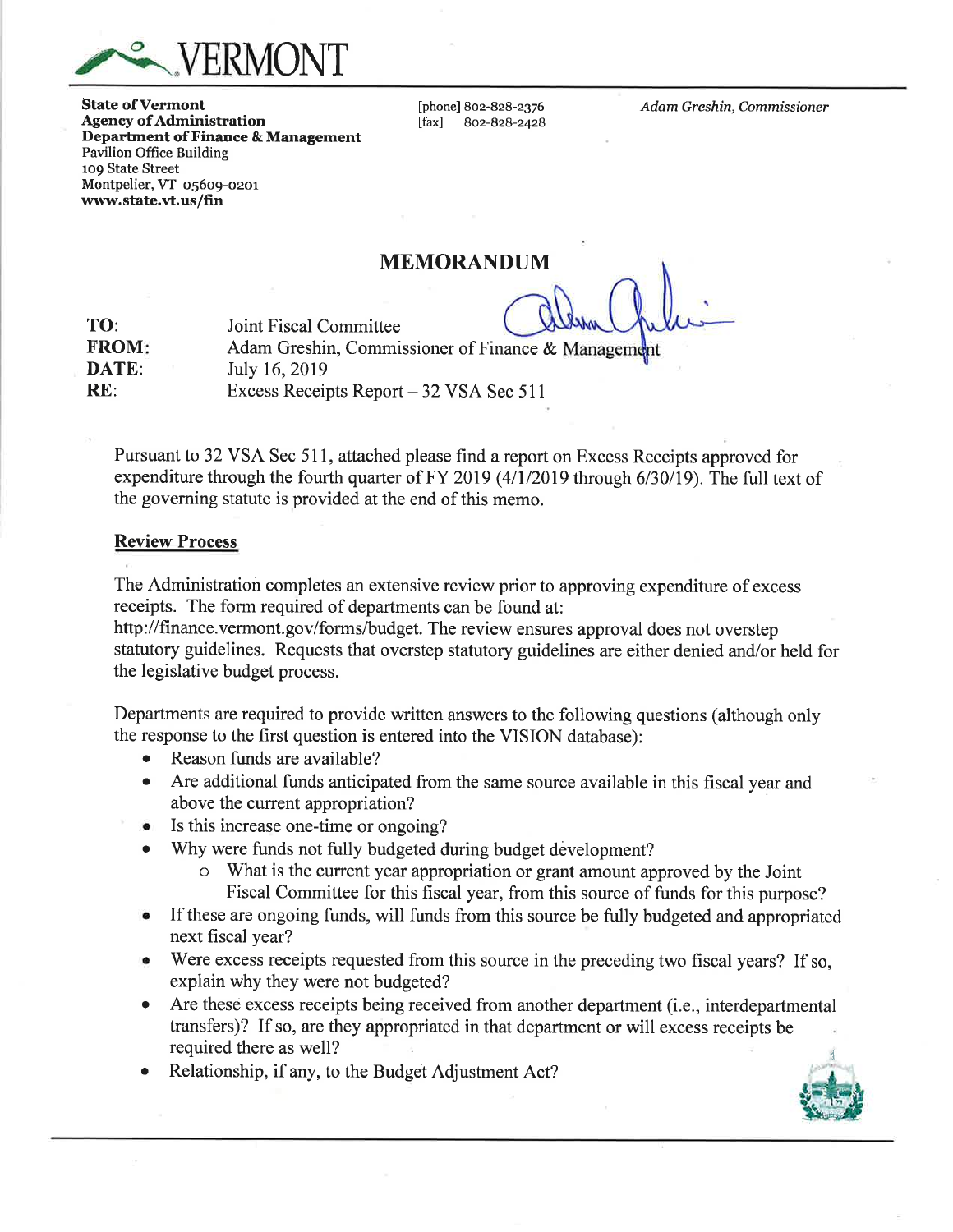VERMONT

**State of Vermont**
**Agency of Administration**
**Department of Finance & Management**
Pavilion Office Building
109 State Street
Montpelier, VT 05609-0201
**www.state.vt.us/fin**

[phone] 802-828-2376
[fax] 802-828-2428

*Adam Greshin, Commissioner*

## MEMORANDUM

**TO:** Joint Fiscal Committee
**FROM:** Adam Greshin, Commissioner of Finance & Management
**DATE:** July 16, 2019
**RE:** Excess Receipts Report – 32 VSA Sec 511

Pursuant to 32 VSA Sec 511, attached please find a report on Excess Receipts approved for expenditure through the fourth quarter of FY 2019 (4/1/2019 through 6/30/19). The full text of the governing statute is provided at the end of this memo.

### Review Process

The Administration completes an extensive review prior to approving expenditure of excess receipts. The form required of departments can be found at: http://finance.vermont.gov/forms/budget. The review ensures approval does not overstep statutory guidelines. Requests that overstep statutory guidelines are either denied and/or held for the legislative budget process.

Departments are required to provide written answers to the following questions (although only the response to the first question is entered into the VISION database):

- Reason funds are available?
- Are additional funds anticipated from the same source available in this fiscal year and above the current appropriation?
- Is this increase one-time or ongoing?
- Why were funds not fully budgeted during budget development?
  - What is the current year appropriation or grant amount approved by the Joint Fiscal Committee for this fiscal year, from this source of funds for this purpose?
- If these are ongoing funds, will funds from this source be fully budgeted and appropriated next fiscal year?
- Were excess receipts requested from this source in the preceding two fiscal years? If so, explain why they were not budgeted?
- Are these excess receipts being received from another department (i.e., interdepartmental transfers)? If so, are they appropriated in that department or will excess receipts be required there as well?
- Relationship, if any, to the Budget Adjustment Act?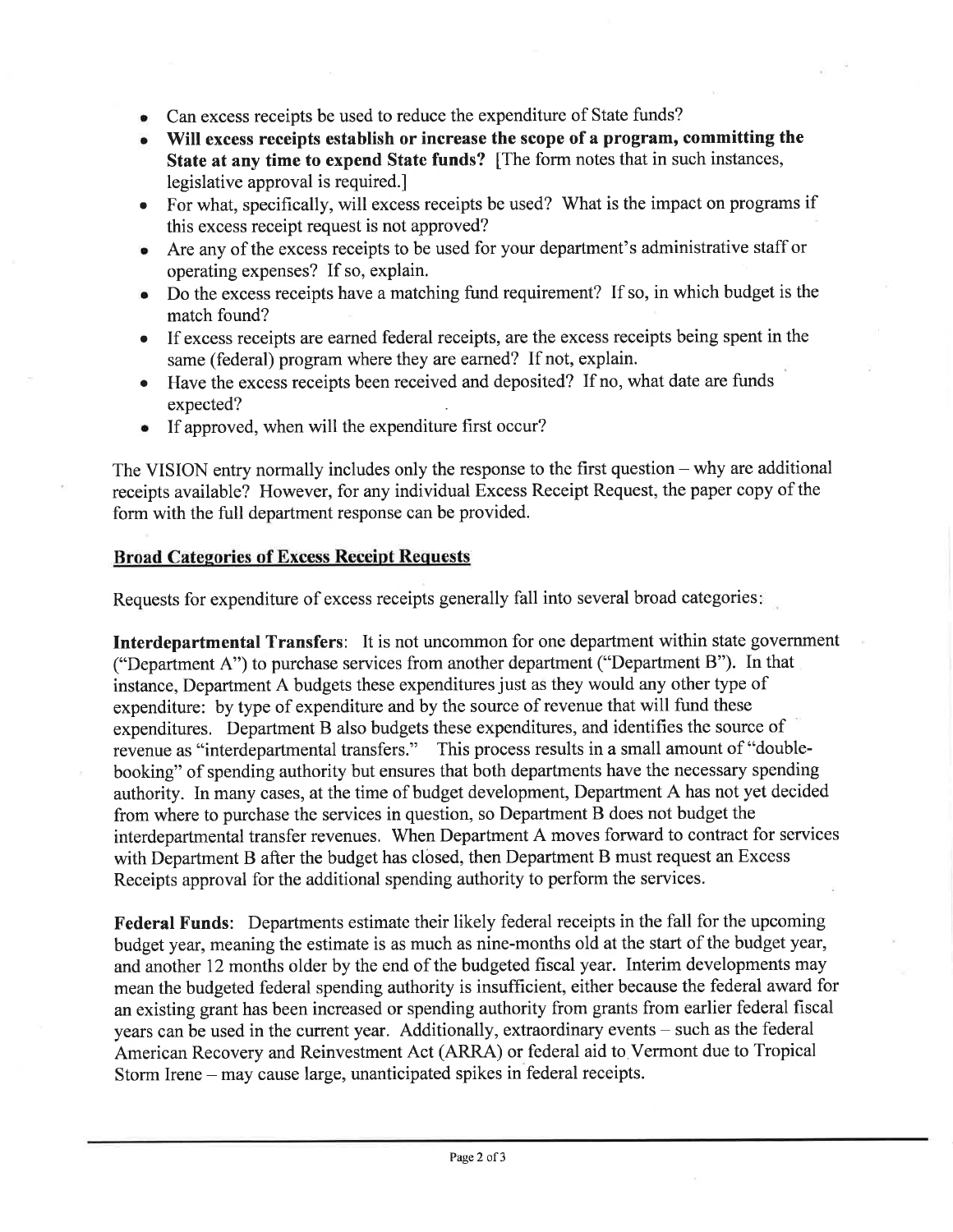- Can excess receipts be used to reduce the expenditure of State funds?
- **Will excess receipts establish or increase the scope of a program, committing the State at any time to expend State funds?** [The form notes that in such instances, legislative approval is required.]
- For what, specifically, will excess receipts be used? What is the impact on programs if this excess receipt request is not approved?
- Are any of the excess receipts to be used for your department's administrative staff or operating expenses? If so, explain.
- Do the excess receipts have a matching fund requirement? If so, in which budget is the match found?
- If excess receipts are earned federal receipts, are the excess receipts being spent in the same (federal) program where they are earned? If not, explain.
- Have the excess receipts been received and deposited? If no, what date are funds expected?
- If approved, when will the expenditure first occur?

The VISION entry normally includes only the response to the first question – why are additional receipts available? However, for any individual Excess Receipt Request, the paper copy of the form with the full department response can be provided.

## Broad Categories of Excess Receipt Requests

Requests for expenditure of excess receipts generally fall into several broad categories:

**Interdepartmental Transfers**: It is not uncommon for one department within state government ("Department A") to purchase services from another department ("Department B"). In that instance, Department A budgets these expenditures just as they would any other type of expenditure: by type of expenditure and by the source of revenue that will fund these expenditures. Department B also budgets these expenditures, and identifies the source of revenue as "interdepartmental transfers." This process results in a small amount of "double-booking" of spending authority but ensures that both departments have the necessary spending authority. In many cases, at the time of budget development, Department A has not yet decided from where to purchase the services in question, so Department B does not budget the interdepartmental transfer revenues. When Department A moves forward to contract for services with Department B after the budget has closed, then Department B must request an Excess Receipts approval for the additional spending authority to perform the services.

**Federal Funds**: Departments estimate their likely federal receipts in the fall for the upcoming budget year, meaning the estimate is as much as nine-months old at the start of the budget year, and another 12 months older by the end of the budgeted fiscal year. Interim developments may mean the budgeted federal spending authority is insufficient, either because the federal award for an existing grant has been increased or spending authority from grants from earlier federal fiscal years can be used in the current year. Additionally, extraordinary events – such as the federal American Recovery and Reinvestment Act (ARRA) or federal aid to Vermont due to Tropical Storm Irene – may cause large, unanticipated spikes in federal receipts.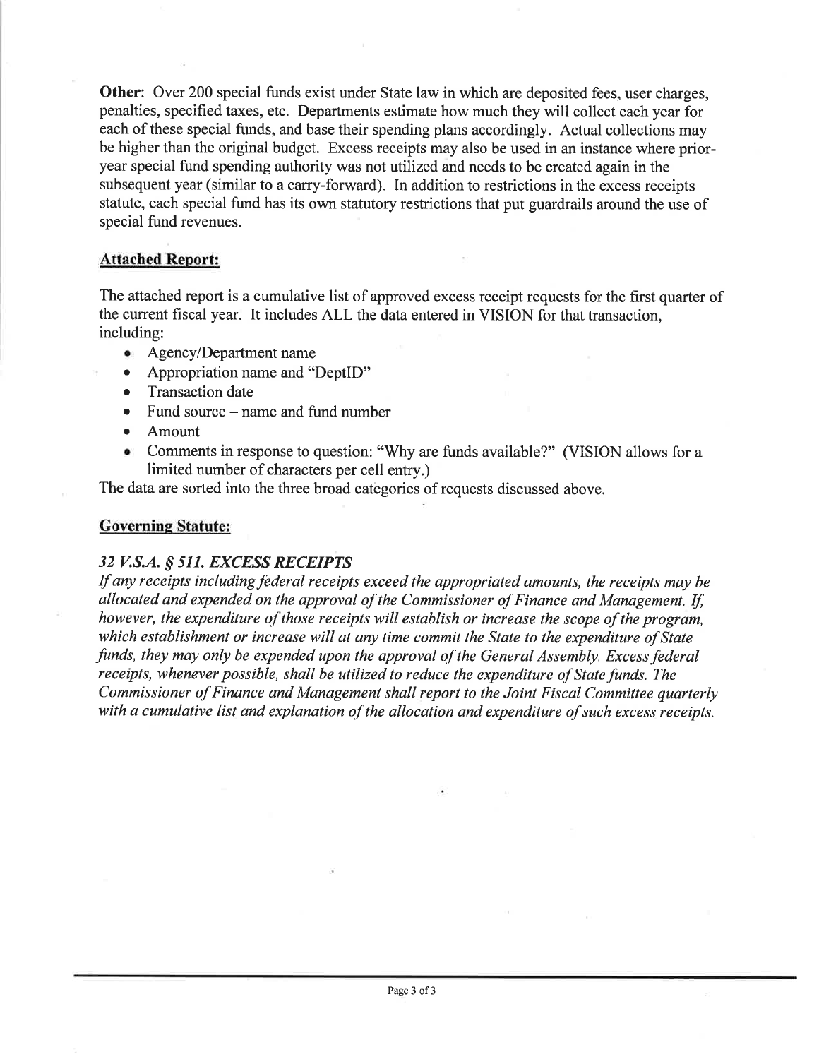**Other**: Over 200 special funds exist under State law in which are deposited fees, user charges, penalties, specified taxes, etc. Departments estimate how much they will collect each year for each of these special funds, and base their spending plans accordingly. Actual collections may be higher than the original budget. Excess receipts may also be used in an instance where prior-year special fund spending authority was not utilized and needs to be created again in the subsequent year (similar to a carry-forward). In addition to restrictions in the excess receipts statute, each special fund has its own statutory restrictions that put guardrails around the use of special fund revenues.

## Attached Report:

The attached report is a cumulative list of approved excess receipt requests for the first quarter of the current fiscal year. It includes ALL the data entered in VISION for that transaction, including:

- Agency/Department name
- Appropriation name and "DeptID"
- Transaction date
- Fund source – name and fund number
- Amount
- Comments in response to question: "Why are funds available?" (VISION allows for a limited number of characters per cell entry.)

The data are sorted into the three broad categories of requests discussed above.

## Governing Statute:

### *32 V.S.A. § 511. EXCESS RECEIPTS*

*If any receipts including federal receipts exceed the appropriated amounts, the receipts may be allocated and expended on the approval of the Commissioner of Finance and Management. If, however, the expenditure of those receipts will establish or increase the scope of the program, which establishment or increase will at any time commit the State to the expenditure of State funds, they may only be expended upon the approval of the General Assembly. Excess federal receipts, whenever possible, shall be utilized to reduce the expenditure of State funds. The Commissioner of Finance and Management shall report to the Joint Fiscal Committee quarterly with a cumulative list and explanation of the allocation and expenditure of such excess receipts.*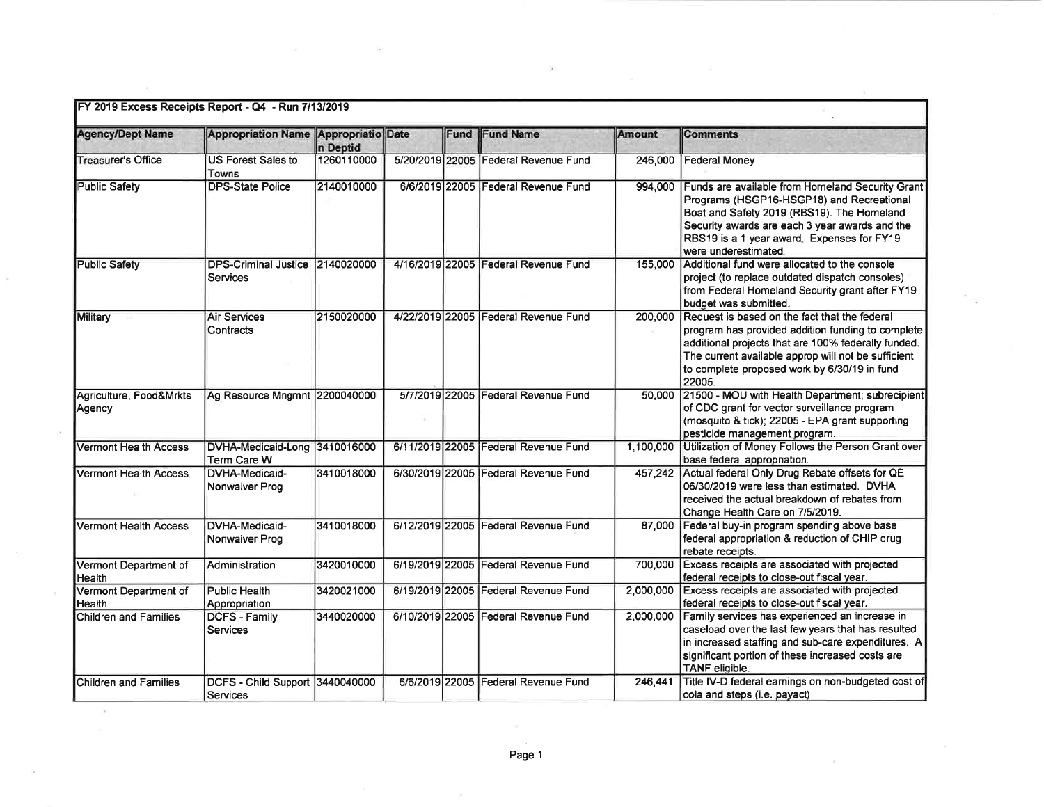**FY 2019 Excess Receipts Report - Q4 - Run 7/13/2019**

| Agency/Dept Name | Appropriation Name | Appropriation Deptid | Date | Fund | Fund Name | Amount | Comments |
|---|---|---|---|---|---|---|---|
| Treasurer's Office | US Forest Sales to Towns | 1260110000 | 5/20/2019 | 22005 | Federal Revenue Fund | 246,000 | Federal Money |
| Public Safety | DPS-State Police | 2140010000 | 6/6/2019 | 22005 | Federal Revenue Fund | 994,000 | Funds are available from Homeland Security Grant Programs (HSGP16-HSGP18) and Recreational Boat and Safety 2019 (RBS19). The Homeland Security awards are each 3 year awards and the RBS19 is a 1 year award. Expenses for FY19 were underestimated. |
| Public Safety | DPS-Criminal Justice Services | 2140020000 | 4/16/2019 | 22005 | Federal Revenue Fund | 155,000 | Additional fund were allocated to the console project (to replace outdated dispatch consoles) from Federal Homeland Security grant after FY19 budget was submitted. |
| Military | Air Services Contracts | 2150020000 | 4/22/2019 | 22005 | Federal Revenue Fund | 200,000 | Request is based on the fact that the federal program has provided addition funding to complete additional projects that are 100% federally funded. The current available approp will not be sufficient to complete proposed work by 6/30/19 in fund 22005. |
| Agriculture, Food&Mrkts Agency | Ag Resource Mngmnt | 2200040000 | 5/7/2019 | 22005 | Federal Revenue Fund | 50,000 | 21500 - MOU with Health Department; subrecipient of CDC grant for vector surveillance program (mosquito & tick); 22005 - EPA grant supporting pesticide management program. |
| Vermont Health Access | DVHA-Medicaid-Long Term Care W | 3410016000 | 6/11/2019 | 22005 | Federal Revenue Fund | 1,100,000 | Utilization of Money Follows the Person Grant over base federal appropriation. |
| Vermont Health Access | DVHA-Medicaid-Nonwaiver Prog | 3410018000 | 6/30/2019 | 22005 | Federal Revenue Fund | 457,242 | Actual federal Only Drug Rebate offsets for QE 06/30/2019 were less than estimated. DVHA received the actual breakdown of rebates from Change Health Care on 7/5/2019. |
| Vermont Health Access | DVHA-Medicaid-Nonwaiver Prog | 3410018000 | 6/12/2019 | 22005 | Federal Revenue Fund | 87,000 | Federal buy-in program spending above base federal appropriation & reduction of CHIP drug rebate receipts. |
| Vermont Department of Health | Administration | 3420010000 | 6/19/2019 | 22005 | Federal Revenue Fund | 700,000 | Excess receipts are associated with projected federal receipts to close-out fiscal year. |
| Vermont Department of Health | Public Health Appropriation | 3420021000 | 6/19/2019 | 22005 | Federal Revenue Fund | 2,000,000 | Excess receipts are associated with projected federal receipts to close-out fiscal year. |
| Children and Families | DCFS - Family Services | 3440020000 | 6/10/2019 | 22005 | Federal Revenue Fund | 2,000,000 | Family services has experienced an increase in caseload over the last few years that has resulted in increased staffing and sub-care expenditures. A significant portion of these increased costs are TANF eligible. |
| Children and Families | DCFS - Child Support Services | 3440040000 | 6/6/2019 | 22005 | Federal Revenue Fund | 246,441 | Title IV-D federal earnings on non-budgeted cost of cola and steps (i.e. payact) |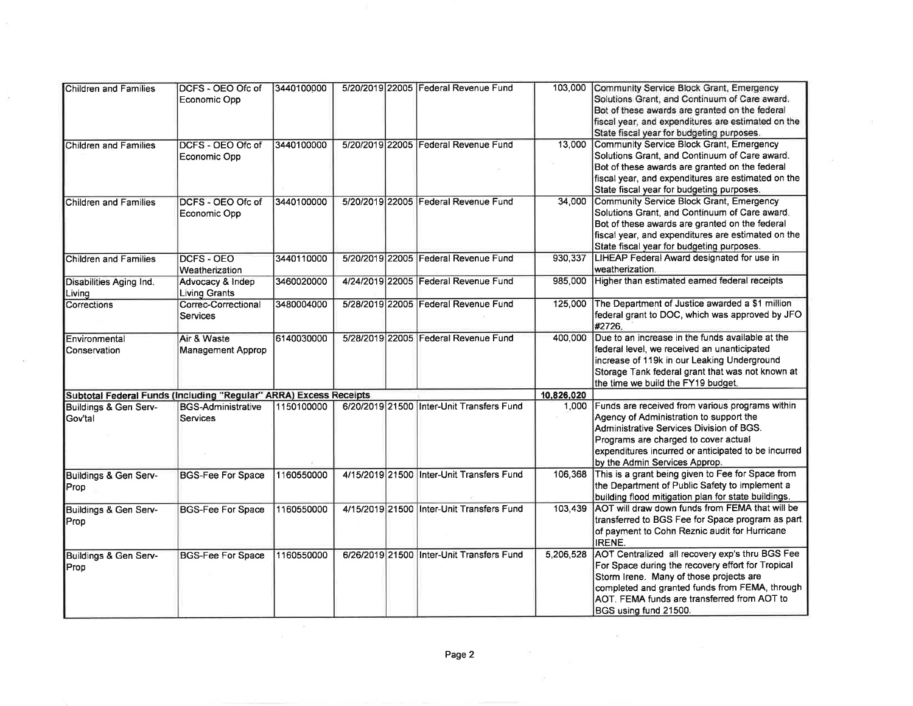| | | | | | | | |
|---|---|---|---|---|---|---|---|
| Children and Families | DCFS - OEO Ofc of Economic Opp | 3440100000 | 5/20/2019 | 22005 | Federal Revenue Fund | 103,000 | Community Service Block Grant, Emergency Solutions Grant, and Continuum of Care award. Bot of these awards are granted on the federal fiscal year, and expenditures are estimated on the State fiscal year for budgeting purposes. |
| Children and Families | DCFS - OEO Ofc of Economic Opp | 3440100000 | 5/20/2019 | 22005 | Federal Revenue Fund | 13,000 | Community Service Block Grant, Emergency Solutions Grant, and Continuum of Care award. Bot of these awards are granted on the federal fiscal year, and expenditures are estimated on the State fiscal year for budgeting purposes. |
| Children and Families | DCFS - OEO Ofc of Economic Opp | 3440100000 | 5/20/2019 | 22005 | Federal Revenue Fund | 34,000 | Community Service Block Grant, Emergency Solutions Grant, and Continuum of Care award. Bot of these awards are granted on the federal fiscal year, and expenditures are estimated on the State fiscal year for budgeting purposes. |
| Children and Families | DCFS - OEO Weatherization | 3440110000 | 5/20/2019 | 22005 | Federal Revenue Fund | 930,337 | LIHEAP Federal Award designated for use in weatherization. |
| Disabilities Aging Ind. Living | Advocacy & Indep Living Grants | 3460020000 | 4/24/2019 | 22005 | Federal Revenue Fund | 985,000 | Higher than estimated earned federal receipts |
| Corrections | Correc-Correctional Services | 3480004000 | 5/28/2019 | 22005 | Federal Revenue Fund | 125,000 | The Department of Justice awarded a $1 million federal grant to DOC, which was approved by JFO #2726. |
| Environmental Conservation | Air & Waste Management Approp | 6140030000 | 5/28/2019 | 22005 | Federal Revenue Fund | 400,000 | Due to an increase in the funds available at the federal level, we received an unanticipated increase of 119k in our Leaking Underground Storage Tank federal grant that was not known at the time we build the FY19 budget. |
| **Subtotal Federal Funds (Including "Regular" ARRA) Excess Receipts** | | | | | | **10,826,020** | |
| Buildings & Gen Serv-Gov'tal | BGS-Administrative Services | 1150100000 | 6/20/2019 | 21500 | Inter-Unit Transfers Fund | 1,000 | Funds are received from various programs within Agency of Administration to support the Administrative Services Division of BGS. Programs are charged to cover actual expenditures incurred or anticipated to be incurred by the Admin Services Approp. |
| Buildings & Gen Serv-Prop | BGS-Fee For Space | 1160550000 | 4/15/2019 | 21500 | Inter-Unit Transfers Fund | 106,368 | This is a grant being given to Fee for Space from the Department of Public Safety to implement a building flood mitigation plan for state buildings. |
| Buildings & Gen Serv-Prop | BGS-Fee For Space | 1160550000 | 4/15/2019 | 21500 | Inter-Unit Transfers Fund | 103,439 | AOT will draw down funds from FEMA that will be transferred to BGS Fee for Space program as part of payment to Cohn Reznic audit for Hurricane IRENE. |
| Buildings & Gen Serv-Prop | BGS-Fee For Space | 1160550000 | 6/26/2019 | 21500 | Inter-Unit Transfers Fund | 5,206,528 | AOT Centralized all recovery exp's thru BGS Fee For Space during the recovery effort for Tropical Storm Irene. Many of those projects are completed and granted funds from FEMA, through AOT. FEMA funds are transferred from AOT to BGS using fund 21500. |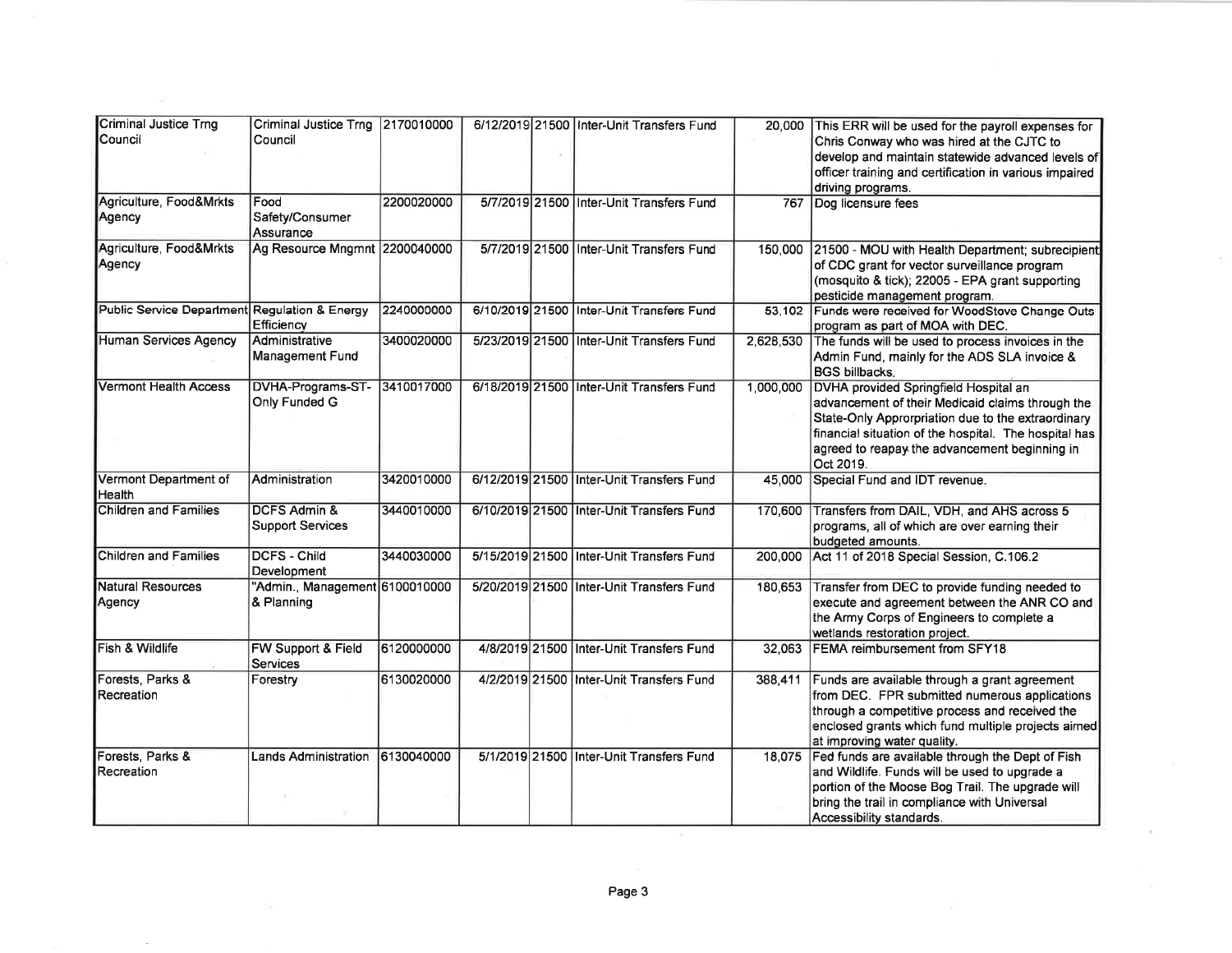| | | | | | | | |
|---|---|---|---|---|---|---|---|
| Criminal Justice Trng Council | Criminal Justice Trng Council | 2170010000 | 6/12/2019 | 21500 | Inter-Unit Transfers Fund | 20,000 | This ERR will be used for the payroll expenses for Chris Conway who was hired at the CJTC to develop and maintain statewide advanced levels of officer training and certification in various impaired driving programs. |
| Agriculture, Food&Mrkts Agency | Food Safety/Consumer Assurance | 2200020000 | 5/7/2019 | 21500 | Inter-Unit Transfers Fund | 767 | Dog licensure fees |
| Agriculture, Food&Mrkts Agency | Ag Resource Mngmnt | 2200040000 | 5/7/2019 | 21500 | Inter-Unit Transfers Fund | 150,000 | 21500 - MOU with Health Department; subrecipient of CDC grant for vector surveillance program (mosquito & tick); 22005 - EPA grant supporting pesticide management program. |
| Public Service Department | Regulation & Energy Efficiency | 2240000000 | 6/10/2019 | 21500 | Inter-Unit Transfers Fund | 53,102 | Funds were received for WoodStove Change Outs program as part of MOA with DEC. |
| Human Services Agency | Administrative Management Fund | 3400020000 | 5/23/2019 | 21500 | Inter-Unit Transfers Fund | 2,628,530 | The funds will be used to process invoices in the Admin Fund, mainly for the ADS SLA invoice & BGS billbacks. |
| Vermont Health Access | DVHA-Programs-ST-Only Funded G | 3410017000 | 6/18/2019 | 21500 | Inter-Unit Transfers Fund | 1,000,000 | DVHA provided Springfield Hospital an advancement of their Medicaid claims through the State-Only Approrpriation due to the extraordinary financial situation of the hospital. The hospital has agreed to reapay the advancement beginning in Oct 2019. |
| Vermont Department of Health | Administration | 3420010000 | 6/12/2019 | 21500 | Inter-Unit Transfers Fund | 45,000 | Special Fund and IDT revenue. |
| Children and Families | DCFS Admin & Support Services | 3440010000 | 6/10/2019 | 21500 | Inter-Unit Transfers Fund | 170,600 | Transfers from DAIL, VDH, and AHS across 5 programs, all of which are over earning their budgeted amounts. |
| Children and Families | DCFS - Child Development | 3440030000 | 5/15/2019 | 21500 | Inter-Unit Transfers Fund | 200,000 | Act 11 of 2018 Special Session, C.106.2 |
| Natural Resources Agency | "Admin., Management & Planning | 6100010000 | 5/20/2019 | 21500 | Inter-Unit Transfers Fund | 180,653 | Transfer from DEC to provide funding needed to execute and agreement between the ANR CO and the Army Corps of Engineers to complete a wetlands restoration project. |
| Fish & Wildlife | FW Support & Field Services | 6120000000 | 4/8/2019 | 21500 | Inter-Unit Transfers Fund | 32,063 | FEMA reimbursement from SFY18 |
| Forests, Parks & Recreation | Forestry | 6130020000 | 4/2/2019 | 21500 | Inter-Unit Transfers Fund | 388,411 | Funds are available through a grant agreement from DEC. FPR submitted numerous applications through a competitive process and received the enclosed grants which fund multiple projects aimed at improving water quality. |
| Forests, Parks & Recreation | Lands Administration | 6130040000 | 5/1/2019 | 21500 | Inter-Unit Transfers Fund | 18,075 | Fed funds are available through the Dept of Fish and Wildlife. Funds will be used to upgrade a portion of the Moose Bog Trail. The upgrade will bring the trail in compliance with Universal Accessibility standards. |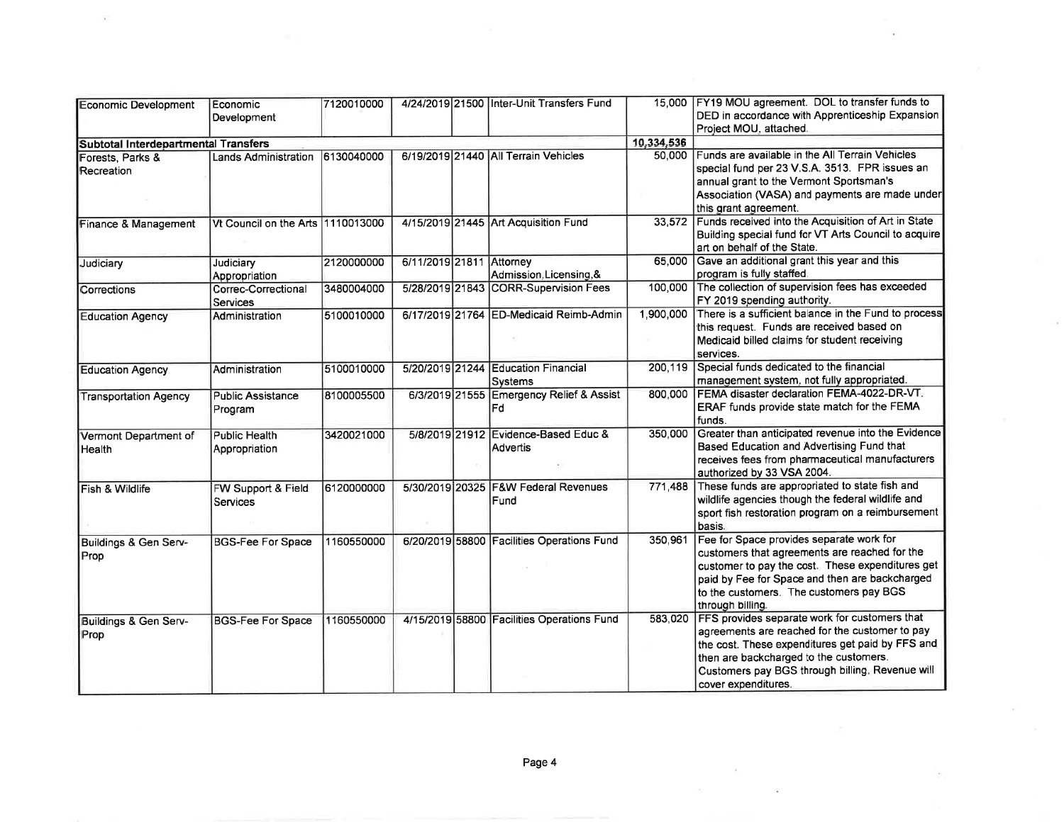| | | | | | | | |
|---|---|---|---|---|---|---|---|
| Economic Development | Economic Development | 7120010000 | 4/24/2019 | 21500 | Inter-Unit Transfers Fund | 15,000 | FY19 MOU agreement. DOL to transfer funds to DED in accordance with Apprenticeship Expansion Project MOU, attached. |
| **Subtotal Interdepartmental Transfers** | | | | | | **10,334,536** | |
| Forests, Parks & Recreation | Lands Administration | 6130040000 | 6/19/2019 | 21440 | All Terrain Vehicles | 50,000 | Funds are available in the All Terrain Vehicles special fund per 23 V.S.A. 3513. FPR issues an annual grant to the Vermont Sportsman's Association (VASA) and payments are made under this grant agreement. |
| Finance & Management | Vt Council on the Arts | 1110013000 | 4/15/2019 | 21445 | Art Acquisition Fund | 33,572 | Funds received into the Acquisition of Art in State Building special fund for VT Arts Council to acquire art on behalf of the State. |
| Judiciary | Judiciary Appropriation | 2120000000 | 6/11/2019 | 21811 | Attorney Admission,Licensing,& | 65,000 | Gave an additional grant this year and this program is fully staffed. |
| Corrections | Correc-Correctional Services | 3480004000 | 5/28/2019 | 21843 | CORR-Supervision Fees | 100,000 | The collection of supervision fees has exceeded FY 2019 spending authority. |
| Education Agency | Administration | 5100010000 | 6/17/2019 | 21764 | ED-Medicaid Reimb-Admin | 1,900,000 | There is a sufficient balance in the Fund to process this request. Funds are received based on Medicaid billed claims for student receiving services. |
| Education Agency | Administration | 5100010000 | 5/20/2019 | 21244 | Education Financial Systems | 200,119 | Special funds dedicated to the financial management system, not fully appropriated. |
| Transportation Agency | Public Assistance Program | 8100005500 | 6/3/2019 | 21555 | Emergency Relief & Assist Fd | 800,000 | FEMA disaster declaration FEMA-4022-DR-VT. ERAF funds provide state match for the FEMA funds. |
| Vermont Department of Health | Public Health Appropriation | 3420021000 | 5/8/2019 | 21912 | Evidence-Based Educ & Advertis | 350,000 | Greater than anticipated revenue into the Evidence Based Education and Advertising Fund that receives fees from pharmaceutical manufacturers authorized by 33 VSA 2004. |
| Fish & Wildlife | FW Support & Field Services | 6120000000 | 5/30/2019 | 20325 | F&W Federal Revenues Fund | 771,488 | These funds are appropriated to state fish and wildlife agencies though the federal wildlife and sport fish restoration program on a reimbursement basis. |
| Buildings & Gen Serv-Prop | BGS-Fee For Space | 1160550000 | 6/20/2019 | 58800 | Facilities Operations Fund | 350,961 | Fee for Space provides separate work for customers that agreements are reached for the customer to pay the cost. These expenditures get paid by Fee for Space and then are backcharged to the customers. The customers pay BGS through billing. |
| Buildings & Gen Serv-Prop | BGS-Fee For Space | 1160550000 | 4/15/2019 | 58800 | Facilities Operations Fund | 583,020 | FFS provides separate work for customers that agreements are reached for the customer to pay the cost. These expenditures get paid by FFS and then are backcharged to the customers. Customers pay BGS through billing. Revenue will cover expenditures. |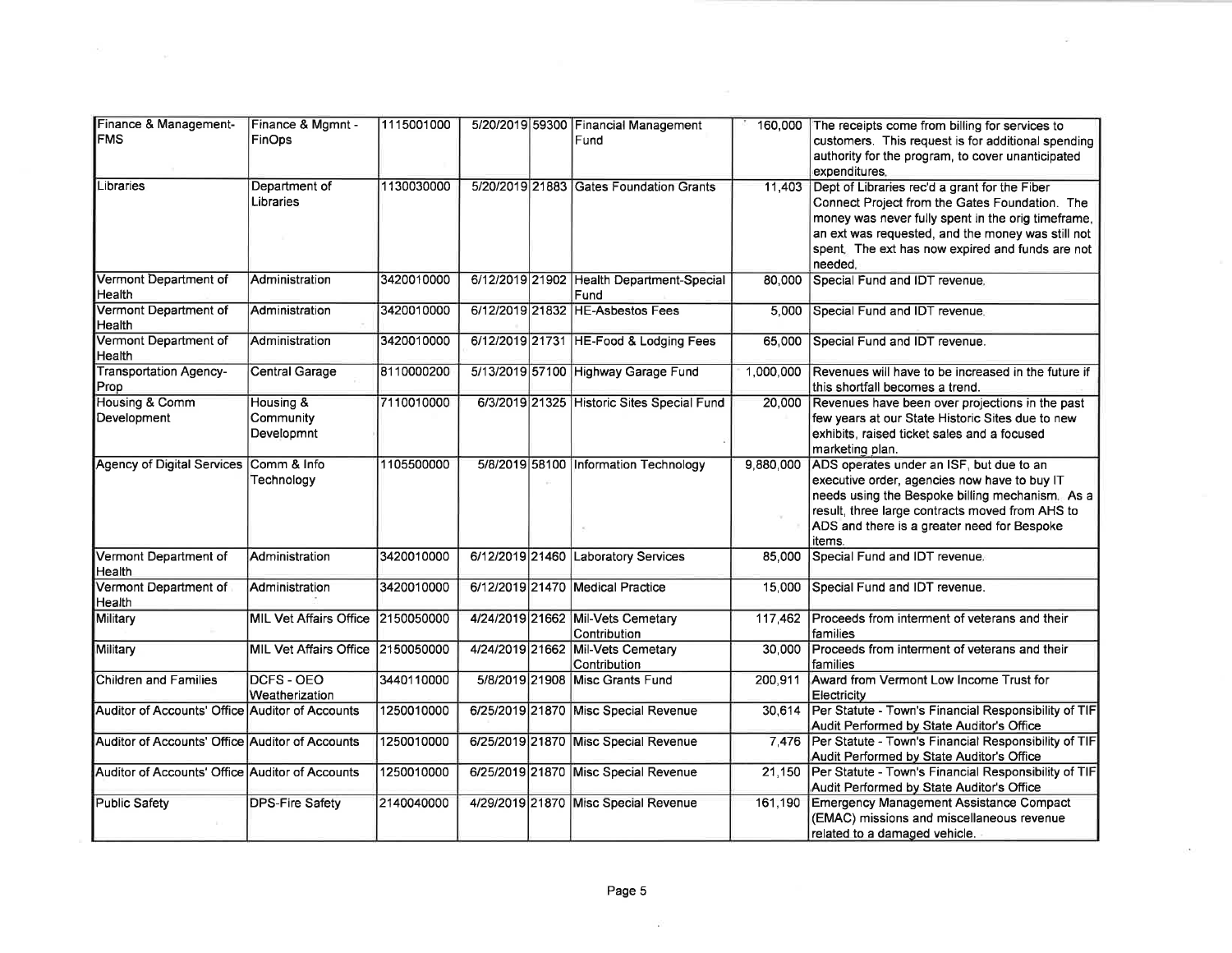| | | | | | | | |
|---|---|---|---|---|---|---|---|
| Finance & Management-FMS | Finance & Mgmnt - FinOps | 1115001000 | 5/20/2019 | 59300 | Financial Management Fund | 160,000 | The receipts come from billing for services to customers. This request is for additional spending authority for the program, to cover unanticipated expenditures. |
| Libraries | Department of Libraries | 1130030000 | 5/20/2019 | 21883 | Gates Foundation Grants | 11,403 | Dept of Libraries rec'd a grant for the Fiber Connect Project from the Gates Foundation. The money was never fully spent in the orig timeframe, an ext was requested, and the money was still not spent. The ext has now expired and funds are not needed. |
| Vermont Department of Health | Administration | 3420010000 | 6/12/2019 | 21902 | Health Department-Special Fund | 80,000 | Special Fund and IDT revenue. |
| Vermont Department of Health | Administration | 3420010000 | 6/12/2019 | 21832 | HE-Asbestos Fees | 5,000 | Special Fund and IDT revenue. |
| Vermont Department of Health | Administration | 3420010000 | 6/12/2019 | 21731 | HE-Food & Lodging Fees | 65,000 | Special Fund and IDT revenue. |
| Transportation Agency-Prop | Central Garage | 8110000200 | 5/13/2019 | 57100 | Highway Garage Fund | 1,000,000 | Revenues will have to be increased in the future if this shortfall becomes a trend. |
| Housing & Comm Development | Housing & Community Developmnt | 7110010000 | 6/3/2019 | 21325 | Historic Sites Special Fund | 20,000 | Revenues have been over projections in the past few years at our State Historic Sites due to new exhibits, raised ticket sales and a focused marketing plan. |
| Agency of Digital Services | Comm & Info Technology | 1105500000 | 5/8/2019 | 58100 | Information Technology | 9,880,000 | ADS operates under an ISF, but due to an executive order, agencies now have to buy IT needs using the Bespoke billing mechanism. As a result, three large contracts moved from AHS to ADS and there is a greater need for Bespoke items. |
| Vermont Department of Health | Administration | 3420010000 | 6/12/2019 | 21460 | Laboratory Services | 85,000 | Special Fund and IDT revenue. |
| Vermont Department of Health | Administration | 3420010000 | 6/12/2019 | 21470 | Medical Practice | 15,000 | Special Fund and IDT revenue. |
| Military | MIL Vet Affairs Office | 2150050000 | 4/24/2019 | 21662 | Mil-Vets Cemetary Contribution | 117,462 | Proceeds from interment of veterans and their families |
| Military | MIL Vet Affairs Office | 2150050000 | 4/24/2019 | 21662 | Mil-Vets Cemetary Contribution | 30,000 | Proceeds from interment of veterans and their families |
| Children and Families | DCFS - OEO Weatherization | 3440110000 | 5/8/2019 | 21908 | Misc Grants Fund | 200,911 | Award from Vermont Low Income Trust for Electricity |
| Auditor of Accounts' Office | Auditor of Accounts | 1250010000 | 6/25/2019 | 21870 | Misc Special Revenue | 30,614 | Per Statute - Town's Financial Responsibility of TIF Audit Performed by State Auditor's Office |
| Auditor of Accounts' Office | Auditor of Accounts | 1250010000 | 6/25/2019 | 21870 | Misc Special Revenue | 7,476 | Per Statute - Town's Financial Responsibility of TIF Audit Performed by State Auditor's Office |
| Auditor of Accounts' Office | Auditor of Accounts | 1250010000 | 6/25/2019 | 21870 | Misc Special Revenue | 21,150 | Per Statute - Town's Financial Responsibility of TIF Audit Performed by State Auditor's Office |
| Public Safety | DPS-Fire Safety | 2140040000 | 4/29/2019 | 21870 | Misc Special Revenue | 161,190 | Emergency Management Assistance Compact (EMAC) missions and miscellaneous revenue related to a damaged vehicle. |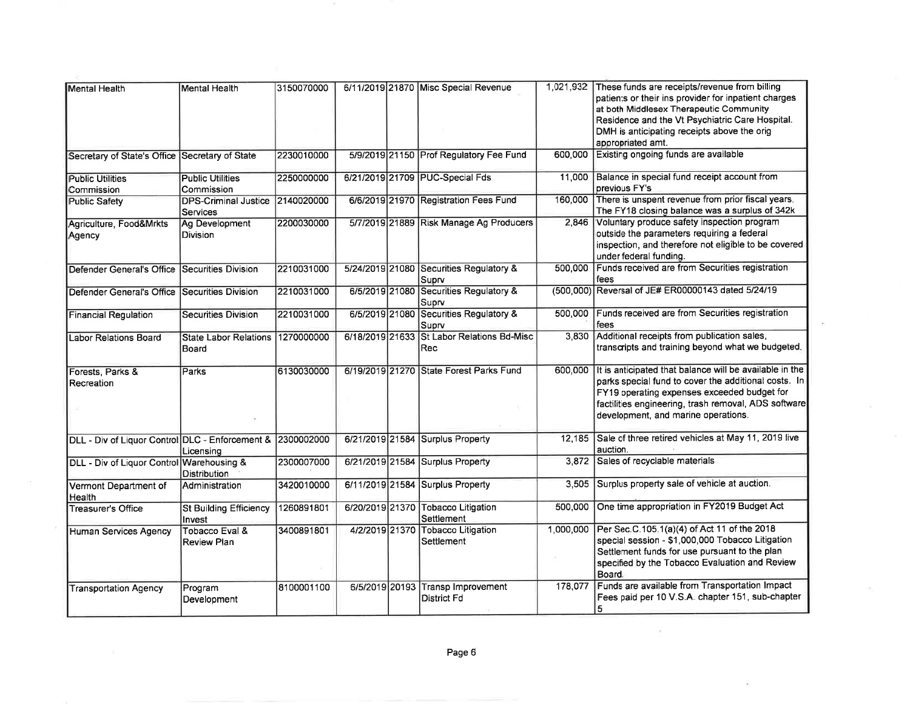| | | | | | | | |
|---|---|---|---|---|---|---|---|
| Mental Health | Mental Health | 3150070000 | 6/11/2019 | 21870 | Misc Special Revenue | 1,021,932 | These funds are receipts/revenue from billing patients or their ins provider for inpatient charges at both Middlesex Therapeutic Community Residence and the Vt Psychiatric Care Hospital. DMH is anticipating receipts above the orig appropriated amt. |
| Secretary of State's Office | Secretary of State | 2230010000 | 5/9/2019 | 21150 | Prof Regulatory Fee Fund | 600,000 | Existing ongoing funds are available |
| Public Utilities Commission | Public Utilities Commission | 2250000000 | 6/21/2019 | 21709 | PUC-Special Fds | 11,000 | Balance in special fund receipt account from previous FY's |
| Public Safety | DPS-Criminal Justice Services | 2140020000 | 6/6/2019 | 21970 | Registration Fees Fund | 160,000 | There is unspent revenue from prior fiscal years. The FY18 closing balance was a surplus of 342k |
| Agriculture, Food&Mrkts Agency | Ag Development Division | 2200030000 | 5/7/2019 | 21889 | Risk Manage Ag Producers | 2,846 | Voluntary produce safety inspection program outside the parameters requiring a federal inspection, and therefore not eligible to be covered under federal funding. |
| Defender General's Office | Securities Division | 2210031000 | 5/24/2019 | 21080 | Securities Regulatory & Suprv | 500,000 | Funds received are from Securities registration fees |
| Defender General's Office | Securities Division | 2210031000 | 6/5/2019 | 21080 | Securities Regulatory & Suprv | (500,000) | Reversal of JE# ER00000143 dated 5/24/19 |
| Financial Regulation | Securities Division | 2210031000 | 6/5/2019 | 21080 | Securities Regulatory & Suprv | 500,000 | Funds received are from Securities registration fees |
| Labor Relations Board | State Labor Relations Board | 1270000000 | 6/18/2019 | 21633 | St Labor Relations Bd-Misc Rec | 3,830 | Additional receipts from publication sales, transcripts and training beyond what we budgeted. |
| Forests, Parks & Recreation | Parks | 6130030000 | 6/19/2019 | 21270 | State Forest Parks Fund | 600,000 | It is anticipated that balance will be available in the parks special fund to cover the additional costs. In FY19 operating expenses exceeded budget for factilities engineering, trash removal, ADS software development, and marine operations. |
| DLL - Div of Liquor Control | DLC - Enforcement & Licensing | 2300002000 | 6/21/2019 | 21584 | Surplus Property | 12,185 | Sale of three retired vehicles at May 11, 2019 live auction. |
| DLL - Div of Liquor Control | Warehousing & Distribution | 2300007000 | 6/21/2019 | 21584 | Surplus Property | 3,872 | Sales of recyclable materials |
| Vermont Department of Health | Administration | 3420010000 | 6/11/2019 | 21584 | Surplus Property | 3,505 | Surplus property sale of vehicle at auction. |
| Treasurer's Office | St Building Efficiency Invest | 1260891801 | 6/20/2019 | 21370 | Tobacco Litigation Settlement | 500,000 | One time appropriation in FY2019 Budget Act |
| Human Services Agency | Tobacco Eval & Review Plan | 3400891801 | 4/2/2019 | 21370 | Tobacco Litigation Settlement | 1,000,000 | Per Sec.C.105.1(a)(4) of Act 11 of the 2018 special session - $1,000,000 Tobacco Litigation Settlement funds for use pursuant to the plan specified by the Tobacco Evaluation and Review Board. |
| Transportation Agency | Program Development | 8100001100 | 6/5/2019 | 20193 | Transp Improvement District Fd | 178,077 | Funds are available from Transportation Impact Fees paid per 10 V.S.A. chapter 151, sub-chapter 5 |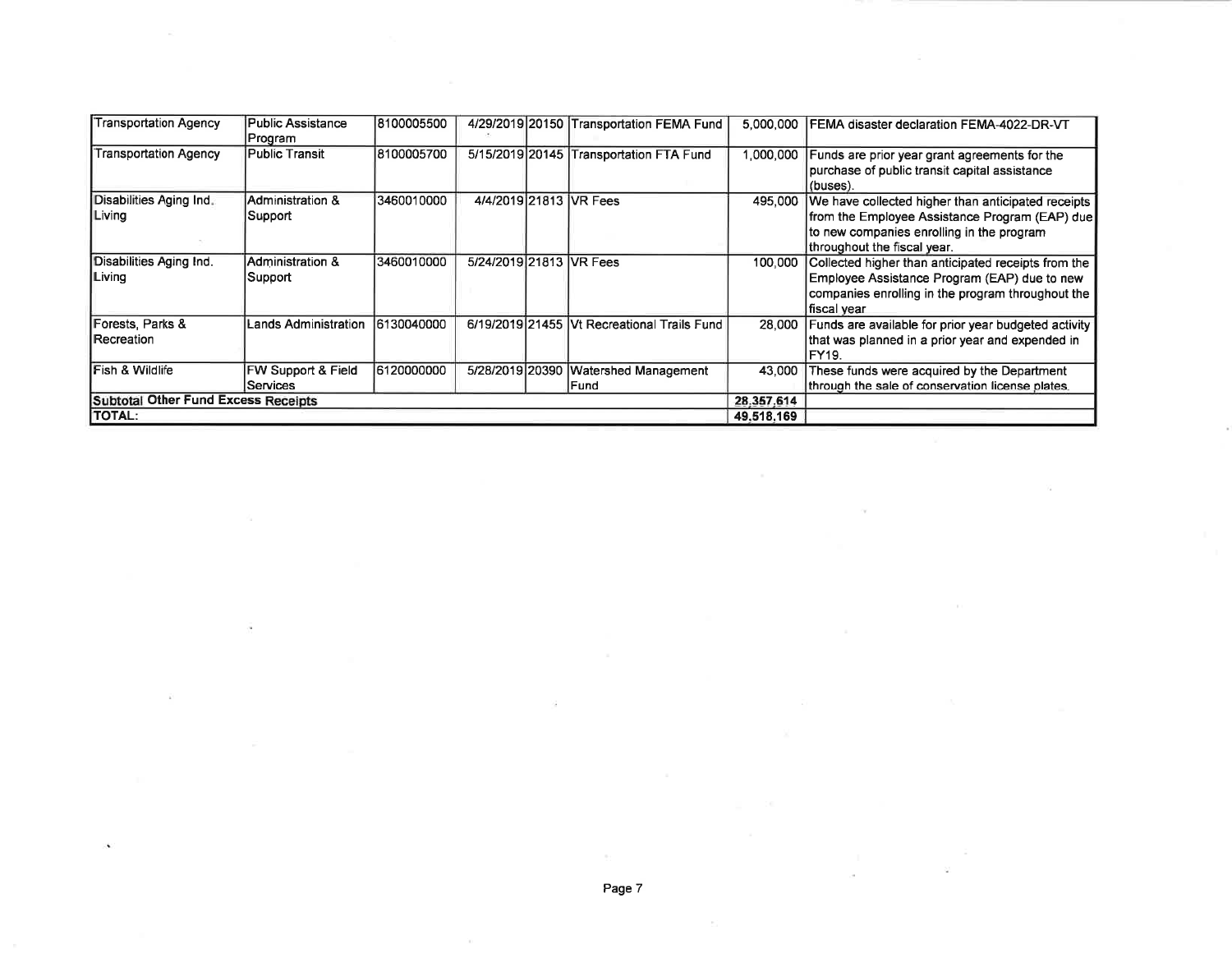| | | | | | | | |
|---|---|---|---|---|---|---|---|
| Transportation Agency | Public Assistance Program | 8100005500 | 4/29/2019 | 20150 | Transportation FEMA Fund | 5,000,000 | FEMA disaster declaration FEMA-4022-DR-VT |
| Transportation Agency | Public Transit | 8100005700 | 5/15/2019 | 20145 | Transportation FTA Fund | 1,000,000 | Funds are prior year grant agreements for the purchase of public transit capital assistance (buses). |
| Disabilities Aging Ind. Living | Administration & Support | 3460010000 | 4/4/2019 | 21813 | VR Fees | 495,000 | We have collected higher than anticipated receipts from the Employee Assistance Program (EAP) due to new companies enrolling in the program throughout the fiscal year. |
| Disabilities Aging Ind. Living | Administration & Support | 3460010000 | 5/24/2019 | 21813 | VR Fees | 100,000 | Collected higher than anticipated receipts from the Employee Assistance Program (EAP) due to new companies enrolling in the program throughout the fiscal year |
| Forests, Parks & Recreation | Lands Administration | 6130040000 | 6/19/2019 | 21455 | Vt Recreational Trails Fund | 28,000 | Funds are available for prior year budgeted activity that was planned in a prior year and expended in FY19. |
| Fish & Wildlife | FW Support & Field Services | 6120000000 | 5/28/2019 | 20390 | Watershed Management Fund | 43,000 | These funds were acquired by the Department through the sale of conservation license plates. |
| **Subtotal Other Fund Excess Receipts** | | | | | | 28,357,614 | |
| **TOTAL:** | | | | | | 49,518,169 | |